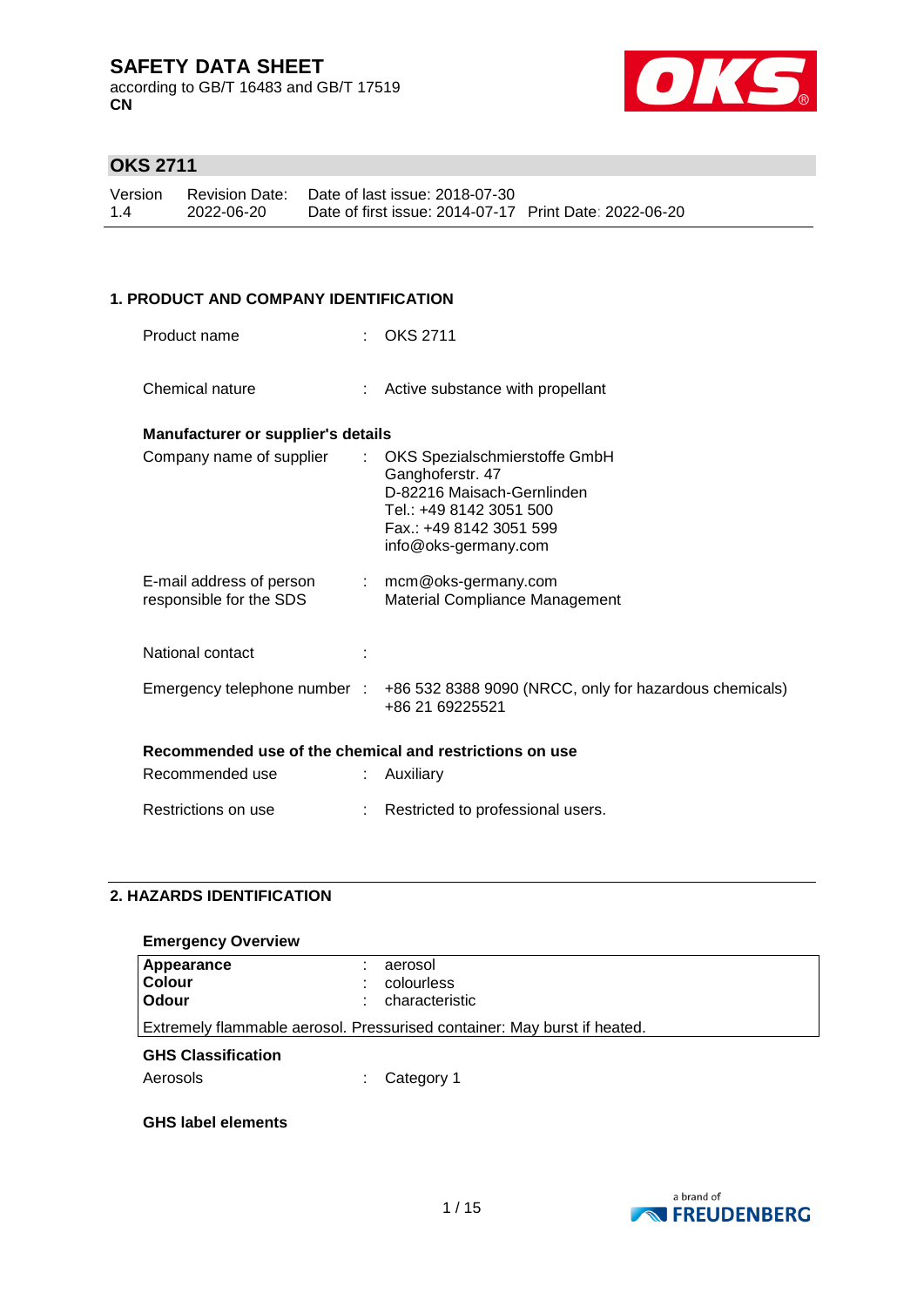# SAFETY DATA SHEET

according to GB/T 16483 and GB/T 17519
**CN**

## OKS 2711

| Version | Revision Date: | Date of last issue: 2018-07-30 | |
|---|---|---|---|
| 1.4 | 2022-06-20 | Date of first issue: 2014-07-17 | Print Date: 2022-06-20 |

### 1. PRODUCT AND COMPANY IDENTIFICATION

Product name : OKS 2711

Chemical nature : Active substance with propellant

**Manufacturer or supplier's details**

Company name of supplier : OKS Spezialschmierstoffe GmbH
Ganghoferstr. 47
D-82216 Maisach-Gernlinden
Tel.: +49 8142 3051 500
Fax.: +49 8142 3051 599
info@oks-germany.com

E-mail address of person responsible for the SDS : mcm@oks-germany.com
Material Compliance Management

National contact :

Emergency telephone number : +86 532 8388 9090 (NRCC, only for hazardous chemicals)
+86 21 69225521

**Recommended use of the chemical and restrictions on use**

Recommended use : Auxiliary

Restrictions on use : Restricted to professional users.

### 2. HAZARDS IDENTIFICATION

**Emergency Overview**

| | | |
|---|---|---|
| **Appearance** | : | aerosol |
| **Colour** | : | colourless |
| **Odour** | : | characteristic |

Extremely flammable aerosol. Pressurised container: May burst if heated.

**GHS Classification**

Aerosols : Category 1

**GHS label elements**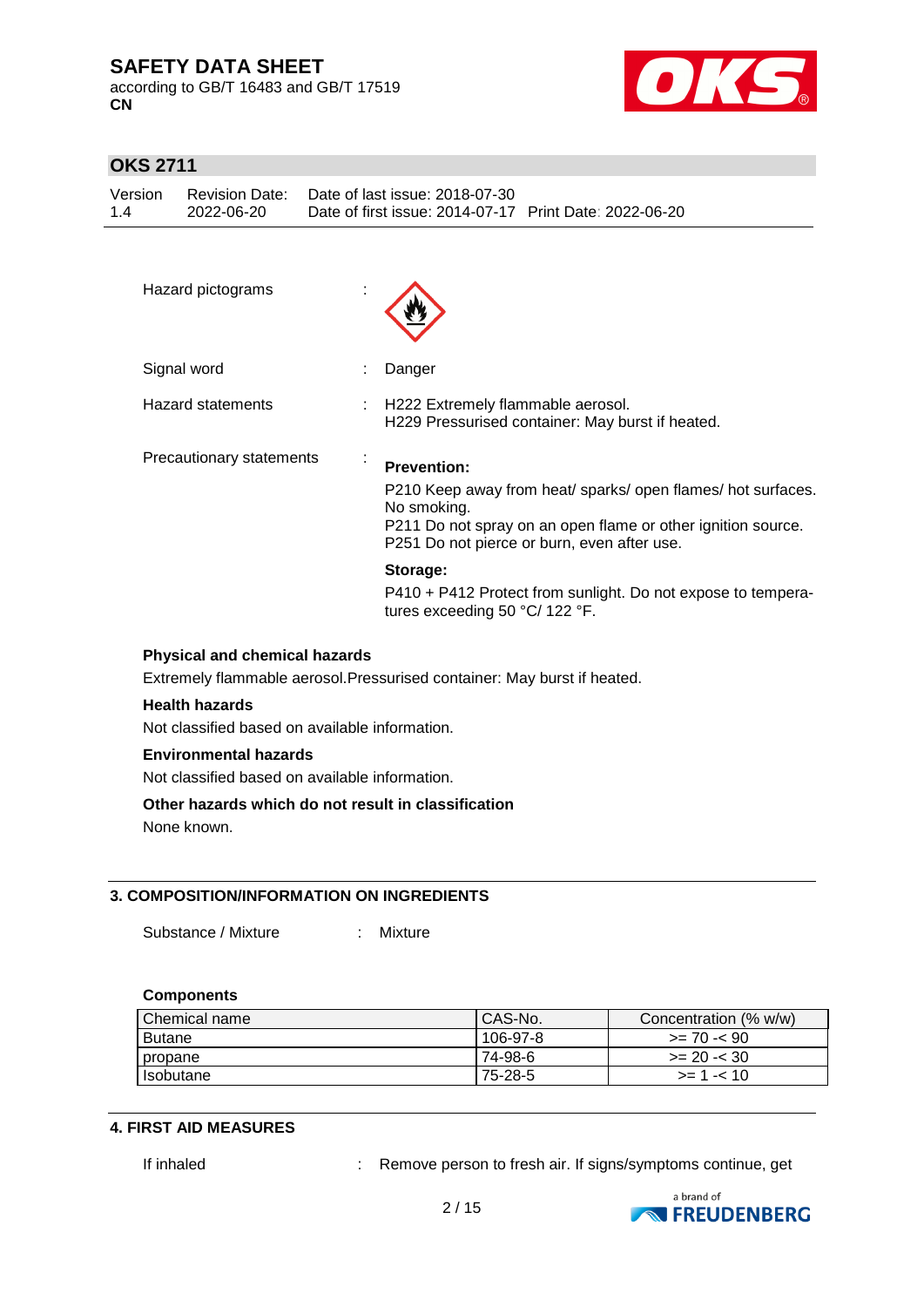Hazard pictograms :

Signal word : Danger

Hazard statements : H222 Extremely flammable aerosol.
H229 Pressurised container: May burst if heated.

Precautionary statements :

**Prevention:**

P210 Keep away from heat/ sparks/ open flames/ hot surfaces. No smoking.
P211 Do not spray on an open flame or other ignition source.
P251 Do not pierce or burn, even after use.

**Storage:**

P410 + P412 Protect from sunlight. Do not expose to temperatures exceeding 50 °C/ 122 °F.

**Physical and chemical hazards**

Extremely flammable aerosol.Pressurised container: May burst if heated.

**Health hazards**

Not classified based on available information.

**Environmental hazards**

Not classified based on available information.

**Other hazards which do not result in classification**

None known.

## 3. COMPOSITION/INFORMATION ON INGREDIENTS

Substance / Mixture : Mixture

**Components**

| Chemical name | CAS-No. | Concentration (% w/w) |
| --- | --- | --- |
| Butane | 106-97-8 | >= 70 -< 90 |
| propane | 74-98-6 | >= 20 -< 30 |
| Isobutane | 75-28-5 | >= 1 -< 10 |

## 4. FIRST AID MEASURES

If inhaled : Remove person to fresh air. If signs/symptoms continue, get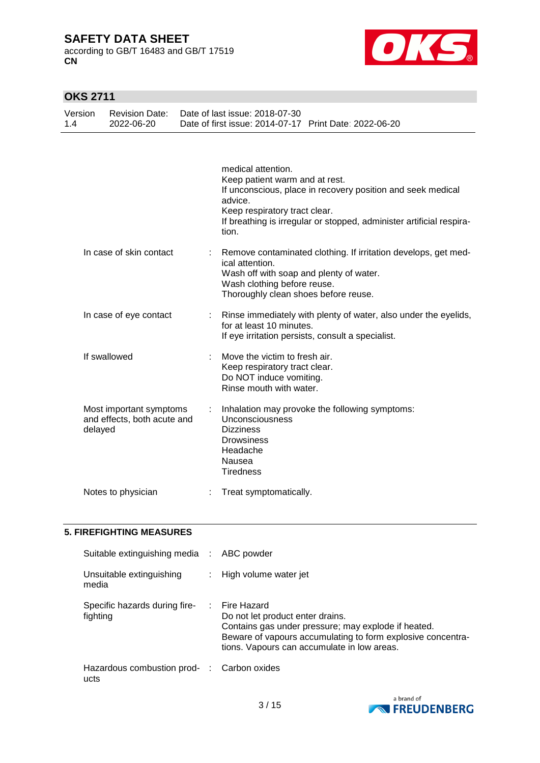| | | |
|---|---|---|
| | | medical attention.<br>Keep patient warm and at rest.<br>If unconscious, place in recovery position and seek medical advice.<br>Keep respiratory tract clear.<br>If breathing is irregular or stopped, administer artificial respiration. |
| In case of skin contact | : | Remove contaminated clothing. If irritation develops, get medical attention.<br>Wash off with soap and plenty of water.<br>Wash clothing before reuse.<br>Thoroughly clean shoes before reuse. |
| In case of eye contact | : | Rinse immediately with plenty of water, also under the eyelids, for at least 10 minutes.<br>If eye irritation persists, consult a specialist. |
| If swallowed | : | Move the victim to fresh air.<br>Keep respiratory tract clear.<br>Do NOT induce vomiting.<br>Rinse mouth with water. |
| Most important symptoms and effects, both acute and delayed | : | Inhalation may provoke the following symptoms:<br>Unconsciousness<br>Dizziness<br>Drowsiness<br>Headache<br>Nausea<br>Tiredness |
| Notes to physician | : | Treat symptomatically. |

## 5. FIREFIGHTING MEASURES

| | | |
|---|---|---|
| Suitable extinguishing media | : | ABC powder |
| Unsuitable extinguishing media | : | High volume water jet |
| Specific hazards during firefighting | : | Fire Hazard<br>Do not let product enter drains.<br>Contains gas under pressure; may explode if heated.<br>Beware of vapours accumulating to form explosive concentrations. Vapours can accumulate in low areas. |
| Hazardous combustion products | : | Carbon oxides |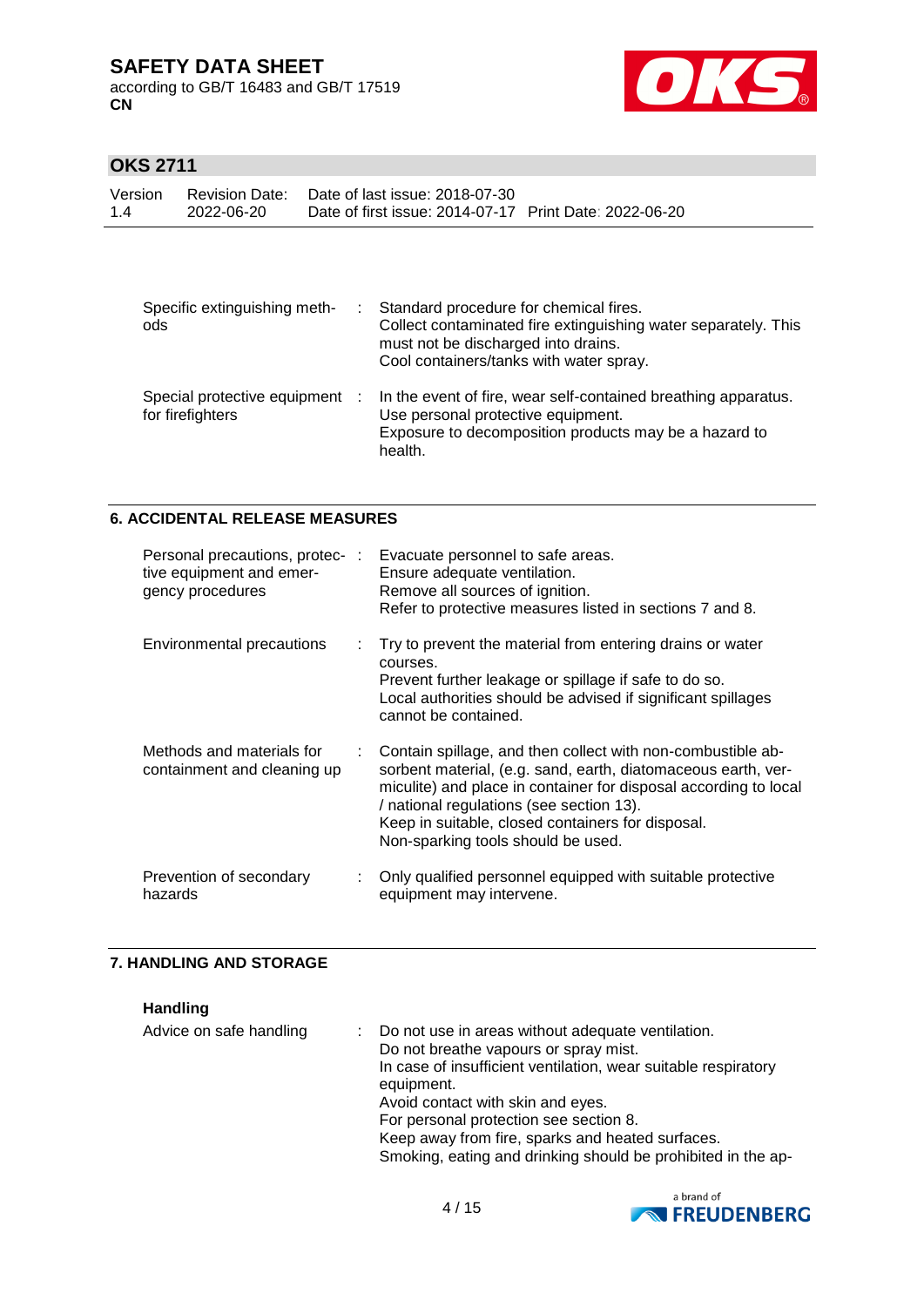| | | |
|---|---|---|
| Specific extinguishing methods | : | Standard procedure for chemical fires.<br>Collect contaminated fire extinguishing water separately. This must not be discharged into drains.<br>Cool containers/tanks with water spray. |
| Special protective equipment for firefighters | : | In the event of fire, wear self-contained breathing apparatus.<br>Use personal protective equipment.<br>Exposure to decomposition products may be a hazard to health. |

## 6. ACCIDENTAL RELEASE MEASURES

| | | |
|---|---|---|
| Personal precautions, protective equipment and emergency procedures | : | Evacuate personnel to safe areas.<br>Ensure adequate ventilation.<br>Remove all sources of ignition.<br>Refer to protective measures listed in sections 7 and 8. |
| Environmental precautions | : | Try to prevent the material from entering drains or water courses.<br>Prevent further leakage or spillage if safe to do so.<br>Local authorities should be advised if significant spillages cannot be contained. |
| Methods and materials for containment and cleaning up | : | Contain spillage, and then collect with non-combustible absorbent material, (e.g. sand, earth, diatomaceous earth, vermiculite) and place in container for disposal according to local / national regulations (see section 13).<br>Keep in suitable, closed containers for disposal.<br>Non-sparking tools should be used. |
| Prevention of secondary hazards | : | Only qualified personnel equipped with suitable protective equipment may intervene. |

## 7. HANDLING AND STORAGE

**Handling**

| | | |
|---|---|---|
| Advice on safe handling | : | Do not use in areas without adequate ventilation.<br>Do not breathe vapours or spray mist.<br>In case of insufficient ventilation, wear suitable respiratory equipment.<br>Avoid contact with skin and eyes.<br>For personal protection see section 8.<br>Keep away from fire, sparks and heated surfaces.<br>Smoking, eating and drinking should be prohibited in the ap- |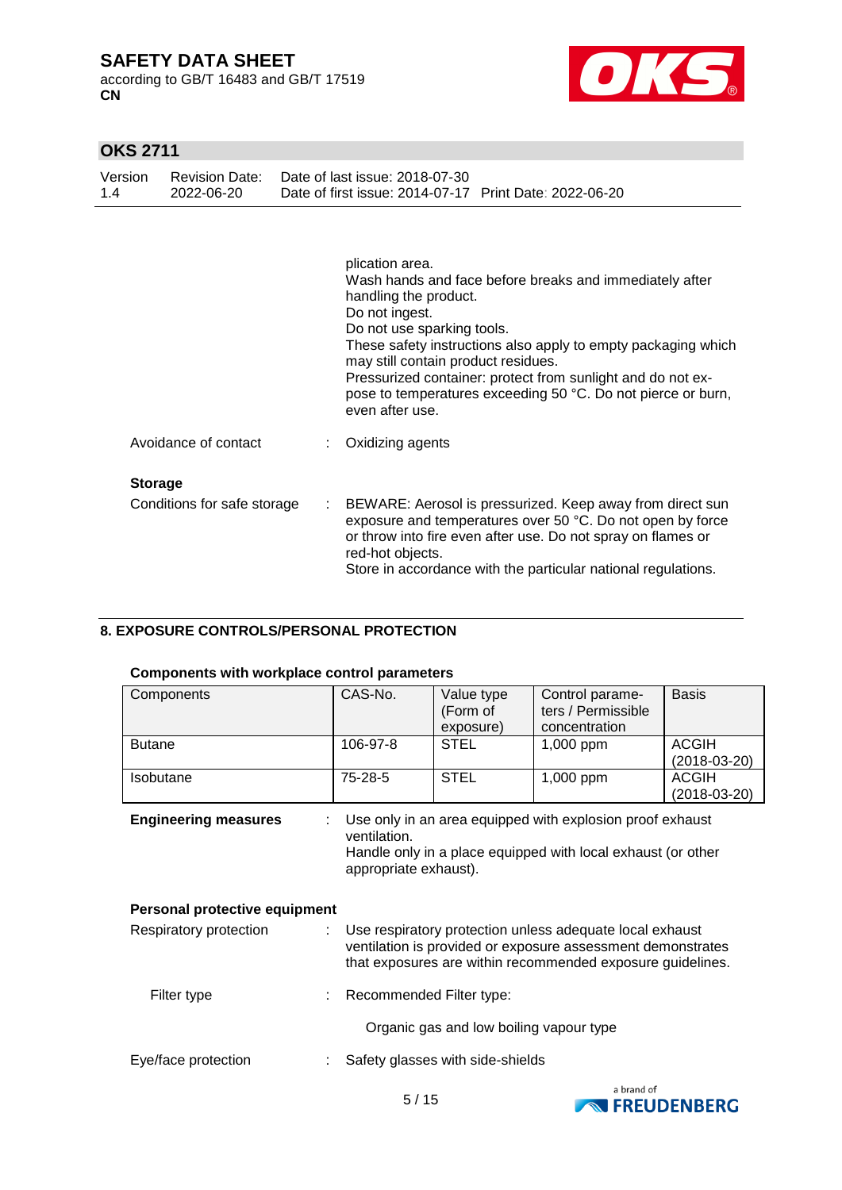plication area.
Wash hands and face before breaks and immediately after handling the product.
Do not ingest.
Do not use sparking tools.
These safety instructions also apply to empty packaging which may still contain product residues.
Pressurized container: protect from sunlight and do not expose to temperatures exceeding 50 °C. Do not pierce or burn, even after use.

Avoidance of contact : Oxidizing agents

**Storage**

Conditions for safe storage : BEWARE: Aerosol is pressurized. Keep away from direct sun exposure and temperatures over 50 °C. Do not open by force or throw into fire even after use. Do not spray on flames or red-hot objects.
Store in accordance with the particular national regulations.

## 8. EXPOSURE CONTROLS/PERSONAL PROTECTION

**Components with workplace control parameters**

| Components | CAS-No. | Value type (Form of exposure) | Control parameters / Permissible concentration | Basis |
|---|---|---|---|---|
| Butane | 106-97-8 | STEL | 1,000 ppm | ACGIH (2018-03-20) |
| Isobutane | 75-28-5 | STEL | 1,000 ppm | ACGIH (2018-03-20) |

**Engineering measures** : Use only in an area equipped with explosion proof exhaust ventilation.
Handle only in a place equipped with local exhaust (or other appropriate exhaust).

**Personal protective equipment**

Respiratory protection : Use respiratory protection unless adequate local exhaust ventilation is provided or exposure assessment demonstrates that exposures are within recommended exposure guidelines.

Filter type : Recommended Filter type:

Organic gas and low boiling vapour type

Eye/face protection : Safety glasses with side-shields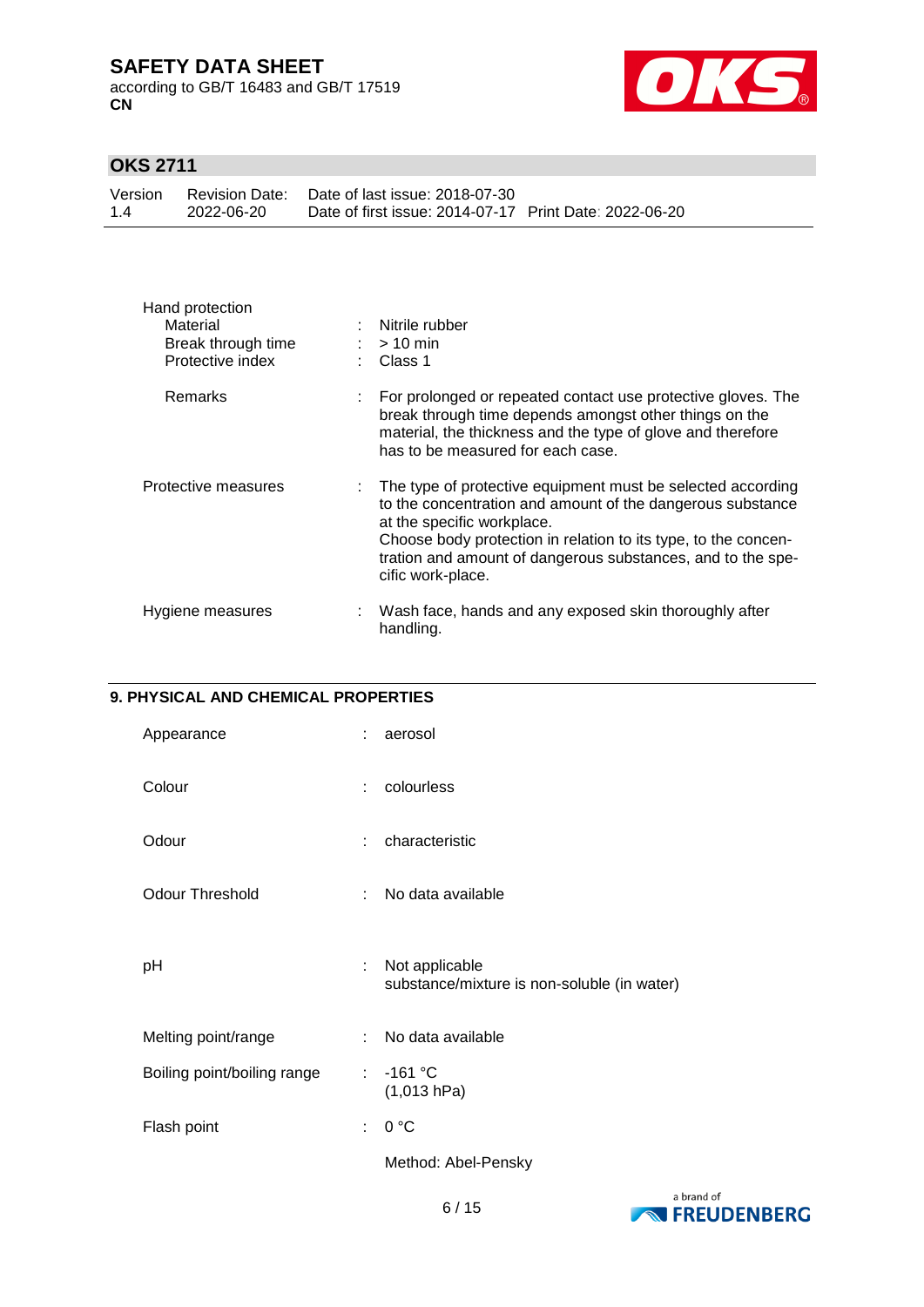Hand protection

| | | |
|---|---|---|
| Material | : | Nitrile rubber |
| Break through time | : | > 10 min |
| Protective index | : | Class 1 |
| Remarks | : | For prolonged or repeated contact use protective gloves. The break through time depends amongst other things on the material, the thickness and the type of glove and therefore has to be measured for each case. |

| | | |
|---|---|---|
| Protective measures | : | The type of protective equipment must be selected according to the concentration and amount of the dangerous substance at the specific workplace.<br>Choose body protection in relation to its type, to the concentration and amount of dangerous substances, and to the specific work-place. |
| Hygiene measures | : | Wash face, hands and any exposed skin thoroughly after handling. |

## 9. PHYSICAL AND CHEMICAL PROPERTIES

| | | |
|---|---|---|
| Appearance | : | aerosol |
| Colour | : | colourless |
| Odour | : | characteristic |
| Odour Threshold | : | No data available |
| pH | : | Not applicable<br>substance/mixture is non-soluble (in water) |
| Melting point/range | : | No data available |
| Boiling point/boiling range | : | -161 °C<br>(1,013 hPa) |
| Flash point | : | 0 °C<br><br>Method: Abel-Pensky |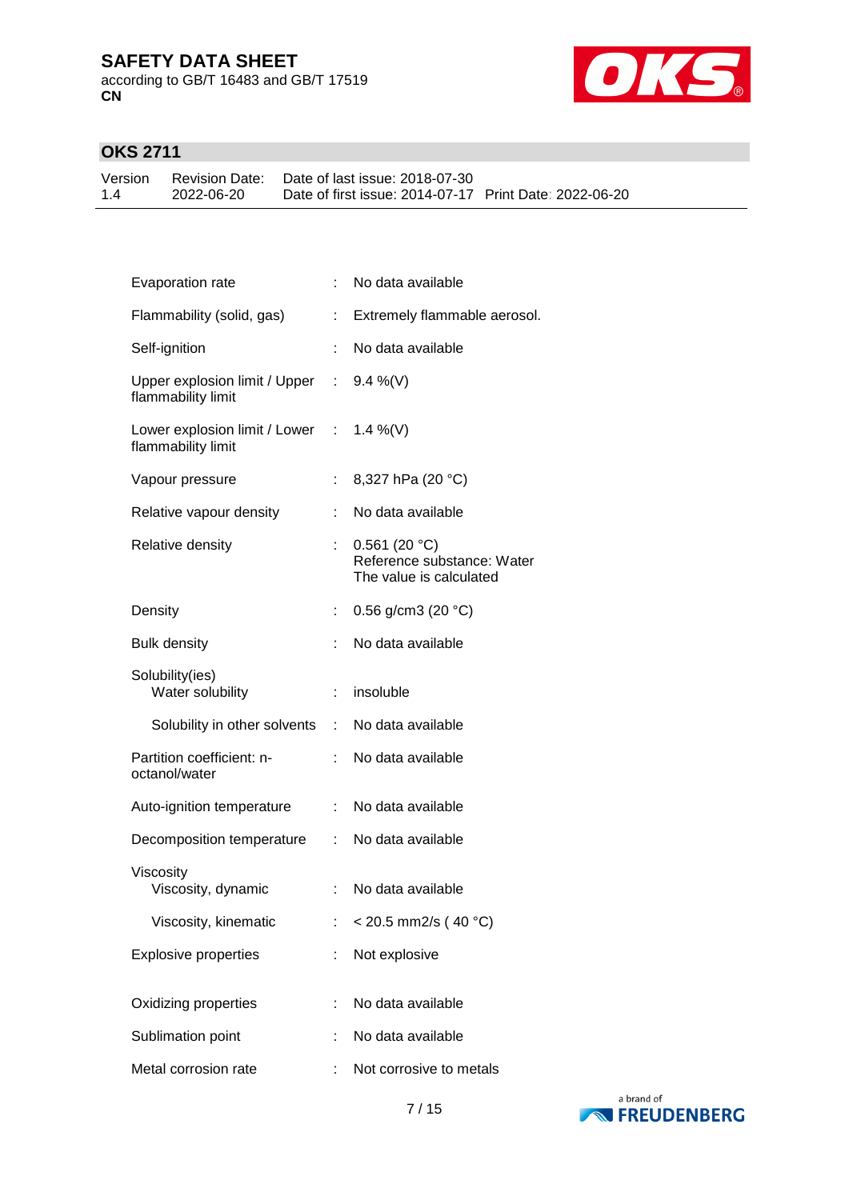| Property | | Value |
|---|---|---|
| Evaporation rate | : | No data available |
| Flammability (solid, gas) | : | Extremely flammable aerosol. |
| Self-ignition | : | No data available |
| Upper explosion limit / Upper flammability limit | : | 9.4 %(V) |
| Lower explosion limit / Lower flammability limit | : | 1.4 %(V) |
| Vapour pressure | : | 8,327 hPa (20 °C) |
| Relative vapour density | : | No data available |
| Relative density | : | 0.561 (20 °C)<br>Reference substance: Water<br>The value is calculated |
| Density | : | 0.56 g/cm3 (20 °C) |
| Bulk density | : | No data available |
| Solubility(ies) | | |
| Water solubility | : | insoluble |
| Solubility in other solvents | : | No data available |
| Partition coefficient: n-octanol/water | : | No data available |
| Auto-ignition temperature | : | No data available |
| Decomposition temperature | : | No data available |
| Viscosity | | |
| Viscosity, dynamic | : | No data available |
| Viscosity, kinematic | : | < 20.5 mm2/s ( 40 °C) |
| Explosive properties | : | Not explosive |
| Oxidizing properties | : | No data available |
| Sublimation point | : | No data available |
| Metal corrosion rate | : | Not corrosive to metals |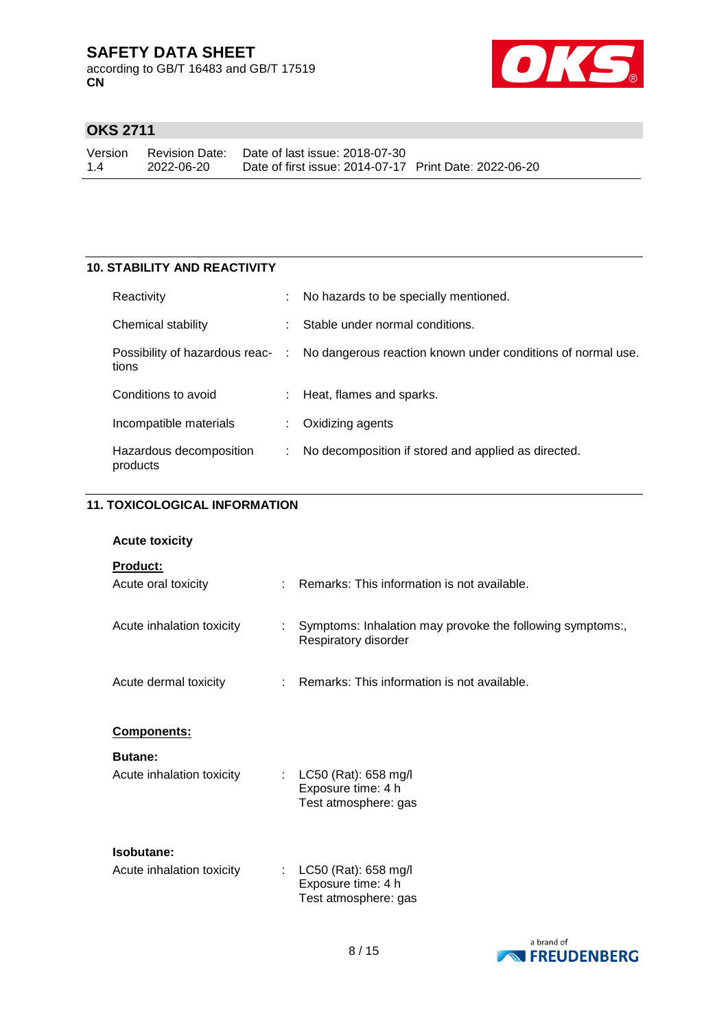## 10. STABILITY AND REACTIVITY

| | |
|---|---|
| Reactivity | : No hazards to be specially mentioned. |
| Chemical stability | : Stable under normal conditions. |
| Possibility of hazardous reactions | : No dangerous reaction known under conditions of normal use. |
| Conditions to avoid | : Heat, flames and sparks. |
| Incompatible materials | : Oxidizing agents |
| Hazardous decomposition products | : No decomposition if stored and applied as directed. |

## 11. TOXICOLOGICAL INFORMATION

**Acute toxicity**

**Product:**

| | |
|---|---|
| Acute oral toxicity | : Remarks: This information is not available. |
| Acute inhalation toxicity | : Symptoms: Inhalation may provoke the following symptoms:, Respiratory disorder |
| Acute dermal toxicity | : Remarks: This information is not available. |

**Components:**

**Butane:**

| | |
|---|---|
| Acute inhalation toxicity | : LC50 (Rat): 658 mg/l<br>Exposure time: 4 h<br>Test atmosphere: gas |

**Isobutane:**

| | |
|---|---|
| Acute inhalation toxicity | : LC50 (Rat): 658 mg/l<br>Exposure time: 4 h<br>Test atmosphere: gas |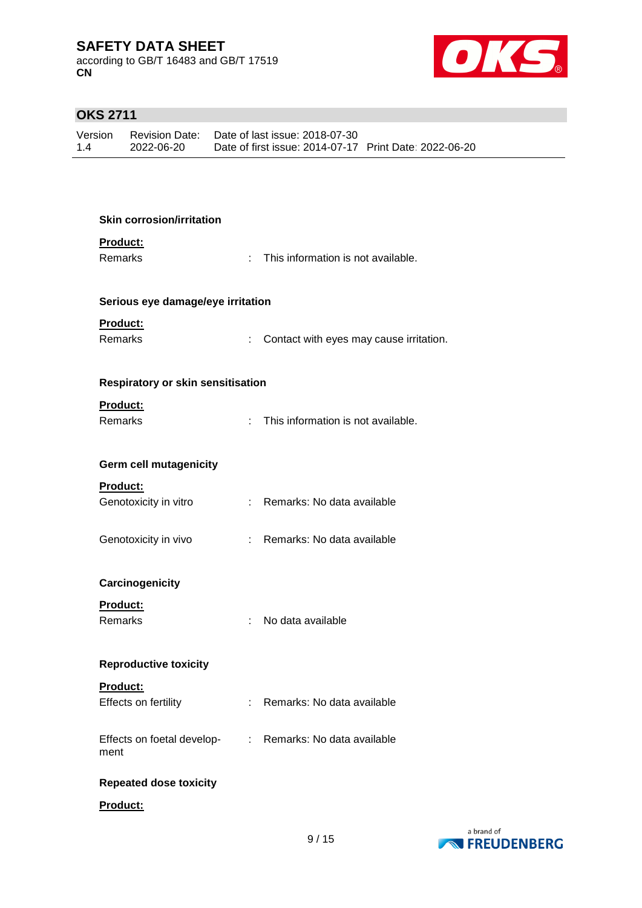**Skin corrosion/irritation**

**Product:**

Remarks : This information is not available.

**Serious eye damage/eye irritation**

**Product:**

Remarks : Contact with eyes may cause irritation.

**Respiratory or skin sensitisation**

**Product:**

Remarks : This information is not available.

**Germ cell mutagenicity**

**Product:**

Genotoxicity in vitro : Remarks: No data available

Genotoxicity in vivo : Remarks: No data available

**Carcinogenicity**

**Product:**

Remarks : No data available

**Reproductive toxicity**

**Product:**

Effects on fertility : Remarks: No data available

Effects on foetal development : Remarks: No data available

**Repeated dose toxicity**

**Product:**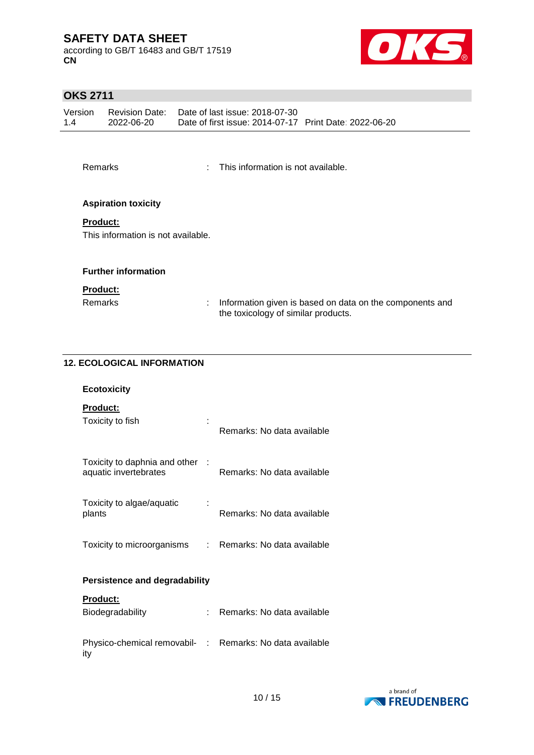Remarks : This information is not available.

**Aspiration toxicity**

**Product:**

This information is not available.

**Further information**

**Product:**

Remarks : Information given is based on data on the components and the toxicology of similar products.

## 12. ECOLOGICAL INFORMATION

**Ecotoxicity**

**Product:**

Toxicity to fish : Remarks: No data available

Toxicity to daphnia and other aquatic invertebrates : Remarks: No data available

Toxicity to algae/aquatic plants : Remarks: No data available

Toxicity to microorganisms : Remarks: No data available

**Persistence and degradability**

**Product:**

Biodegradability : Remarks: No data available

Physico-chemical removability : Remarks: No data available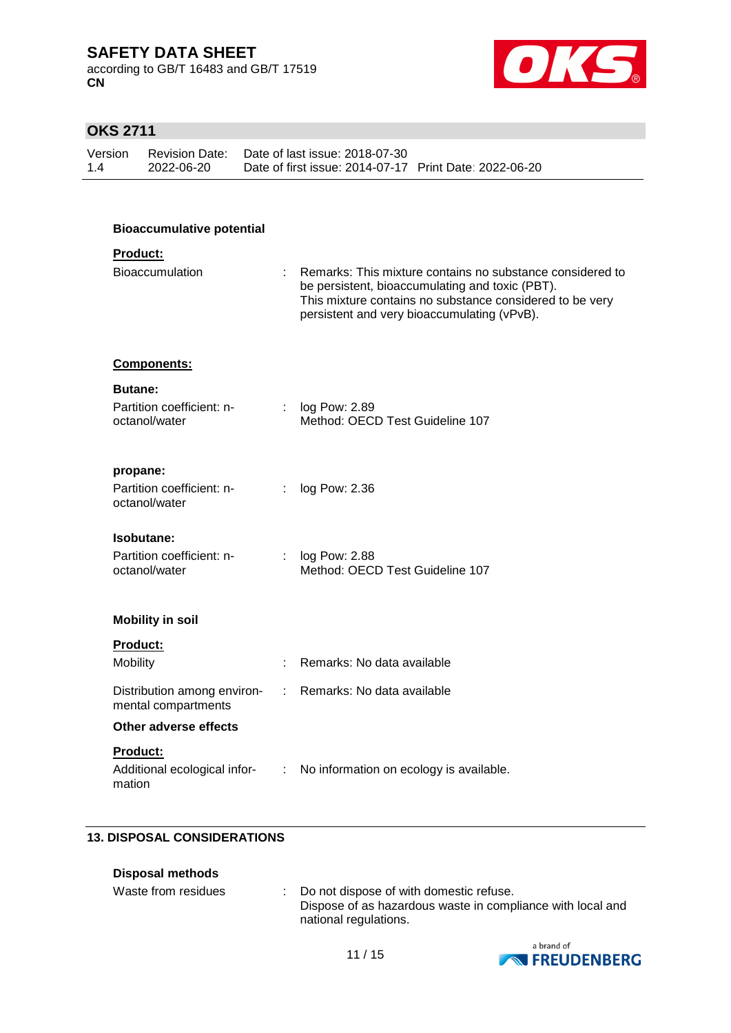### Bioaccumulative potential

**Product:**

| | |
|---|---|
| Bioaccumulation | : Remarks: This mixture contains no substance considered to be persistent, bioaccumulating and toxic (PBT). This mixture contains no substance considered to be very persistent and very bioaccumulating (vPvB). |

**Components:**

**Butane:**

| | |
|---|---|
| Partition coefficient: n-octanol/water | : log Pow: 2.89<br>Method: OECD Test Guideline 107 |

**propane:**

| | |
|---|---|
| Partition coefficient: n-octanol/water | : log Pow: 2.36 |

**Isobutane:**

| | |
|---|---|
| Partition coefficient: n-octanol/water | : log Pow: 2.88<br>Method: OECD Test Guideline 107 |

### Mobility in soil

**Product:**

| | |
|---|---|
| Mobility | : Remarks: No data available |
| Distribution among environmental compartments | : Remarks: No data available |

### Other adverse effects

**Product:**

| | |
|---|---|
| Additional ecological information | : No information on ecology is available. |

## 13. DISPOSAL CONSIDERATIONS

### Disposal methods

| | |
|---|---|
| Waste from residues | : Do not dispose of with domestic refuse.<br>Dispose of as hazardous waste in compliance with local and national regulations. |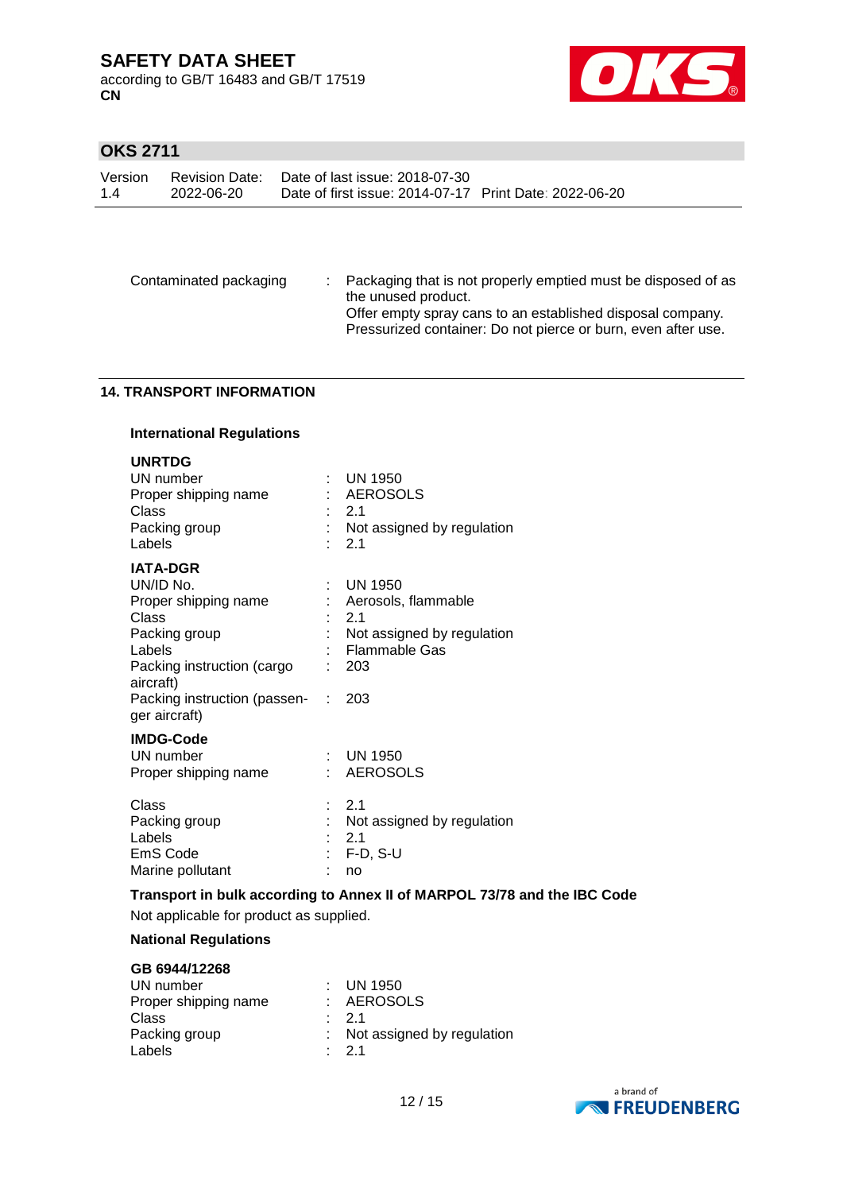Contaminated packaging : Packaging that is not properly emptied must be disposed of as the unused product.
Offer empty spray cans to an established disposal company.
Pressurized container: Do not pierce or burn, even after use.

## 14. TRANSPORT INFORMATION

### International Regulations

**UNRTDG**

| | |
|---|---|
| UN number | UN 1950 |
| Proper shipping name | AEROSOLS |
| Class | 2.1 |
| Packing group | Not assigned by regulation |
| Labels | 2.1 |

**IATA-DGR**

| | |
|---|---|
| UN/ID No. | UN 1950 |
| Proper shipping name | Aerosols, flammable |
| Class | 2.1 |
| Packing group | Not assigned by regulation |
| Labels | Flammable Gas |
| Packing instruction (cargo aircraft) | 203 |
| Packing instruction (passenger aircraft) | 203 |

**IMDG-Code**

| | |
|---|---|
| UN number | UN 1950 |
| Proper shipping name | AEROSOLS |
| Class | 2.1 |
| Packing group | Not assigned by regulation |
| Labels | 2.1 |
| EmS Code | F-D, S-U |
| Marine pollutant | no |

**Transport in bulk according to Annex II of MARPOL 73/78 and the IBC Code**

Not applicable for product as supplied.

### National Regulations

**GB 6944/12268**

| | |
|---|---|
| UN number | UN 1950 |
| Proper shipping name | AEROSOLS |
| Class | 2.1 |
| Packing group | Not assigned by regulation |
| Labels | 2.1 |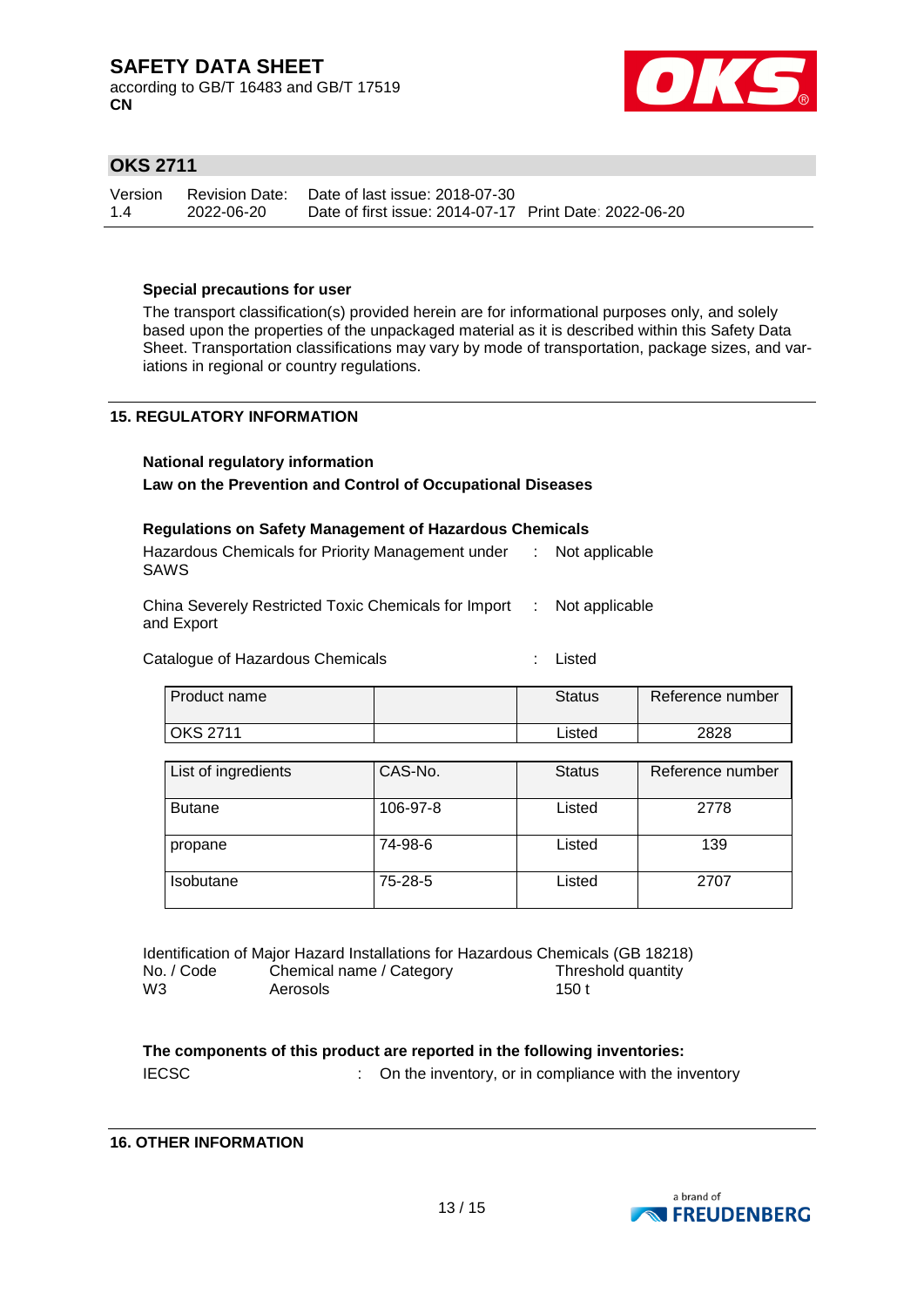**Special precautions for user**

The transport classification(s) provided herein are for informational purposes only, and solely based upon the properties of the unpackaged material as it is described within this Safety Data Sheet. Transportation classifications may vary by mode of transportation, package sizes, and variations in regional or country regulations.

## 15. REGULATORY INFORMATION

**National regulatory information**

**Law on the Prevention and Control of Occupational Diseases**

**Regulations on Safety Management of Hazardous Chemicals**

Hazardous Chemicals for Priority Management under SAWS : Not applicable

China Severely Restricted Toxic Chemicals for Import and Export : Not applicable

Catalogue of Hazardous Chemicals : Listed

| Product name | | Status | Reference number |
|---|---|---|---|
| OKS 2711 | | Listed | 2828 |

| List of ingredients | CAS-No. | Status | Reference number |
|---|---|---|---|
| Butane | 106-97-8 | Listed | 2778 |
| propane | 74-98-6 | Listed | 139 |
| Isobutane | 75-28-5 | Listed | 2707 |

Identification of Major Hazard Installations for Hazardous Chemicals (GB 18218)

| No. / Code | Chemical name / Category | Threshold quantity |
|---|---|---|
| W3 | Aerosols | 150 t |

**The components of this product are reported in the following inventories:**

IECSC : On the inventory, or in compliance with the inventory

## 16. OTHER INFORMATION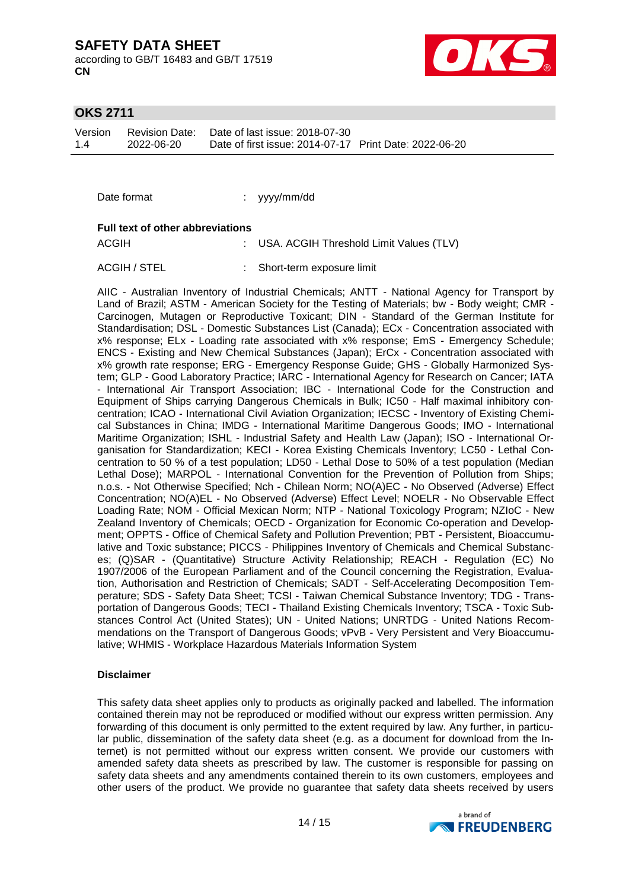Date format : yyyy/mm/dd

**Full text of other abbreviations**

| | | |
|---|---|---|
| ACGIH | : | USA. ACGIH Threshold Limit Values (TLV) |
| ACGIH / STEL | : | Short-term exposure limit |

AIIC - Australian Inventory of Industrial Chemicals; ANTT - National Agency for Transport by Land of Brazil; ASTM - American Society for the Testing of Materials; bw - Body weight; CMR - Carcinogen, Mutagen or Reproductive Toxicant; DIN - Standard of the German Institute for Standardisation; DSL - Domestic Substances List (Canada); ECx - Concentration associated with x% response; ELx - Loading rate associated with x% response; EmS - Emergency Schedule; ENCS - Existing and New Chemical Substances (Japan); ErCx - Concentration associated with x% growth rate response; ERG - Emergency Response Guide; GHS - Globally Harmonized System; GLP - Good Laboratory Practice; IARC - International Agency for Research on Cancer; IATA - International Air Transport Association; IBC - International Code for the Construction and Equipment of Ships carrying Dangerous Chemicals in Bulk; IC50 - Half maximal inhibitory concentration; ICAO - International Civil Aviation Organization; IECSC - Inventory of Existing Chemical Substances in China; IMDG - International Maritime Dangerous Goods; IMO - International Maritime Organization; ISHL - Industrial Safety and Health Law (Japan); ISO - International Organisation for Standardization; KECI - Korea Existing Chemicals Inventory; LC50 - Lethal Concentration to 50 % of a test population; LD50 - Lethal Dose to 50% of a test population (Median Lethal Dose); MARPOL - International Convention for the Prevention of Pollution from Ships; n.o.s. - Not Otherwise Specified; Nch - Chilean Norm; NO(A)EC - No Observed (Adverse) Effect Concentration; NO(A)EL - No Observed (Adverse) Effect Level; NOELR - No Observable Effect Loading Rate; NOM - Official Mexican Norm; NTP - National Toxicology Program; NZIoC - New Zealand Inventory of Chemicals; OECD - Organization for Economic Co-operation and Development; OPPTS - Office of Chemical Safety and Pollution Prevention; PBT - Persistent, Bioaccumulative and Toxic substance; PICCS - Philippines Inventory of Chemicals and Chemical Substances; (Q)SAR - (Quantitative) Structure Activity Relationship; REACH - Regulation (EC) No 1907/2006 of the European Parliament and of the Council concerning the Registration, Evaluation, Authorisation and Restriction of Chemicals; SADT - Self-Accelerating Decomposition Temperature; SDS - Safety Data Sheet; TCSI - Taiwan Chemical Substance Inventory; TDG - Transportation of Dangerous Goods; TECI - Thailand Existing Chemicals Inventory; TSCA - Toxic Substances Control Act (United States); UN - United Nations; UNRTDG - United Nations Recommendations on the Transport of Dangerous Goods; vPvB - Very Persistent and Very Bioaccumulative; WHMIS - Workplace Hazardous Materials Information System

**Disclaimer**

This safety data sheet applies only to products as originally packed and labelled. The information contained therein may not be reproduced or modified without our express written permission. Any forwarding of this document is only permitted to the extent required by law. Any further, in particular public, dissemination of the safety data sheet (e.g. as a document for download from the Internet) is not permitted without our express written consent. We provide our customers with amended safety data sheets as prescribed by law. The customer is responsible for passing on safety data sheets and any amendments contained therein to its own customers, employees and other users of the product. We provide no guarantee that safety data sheets received by users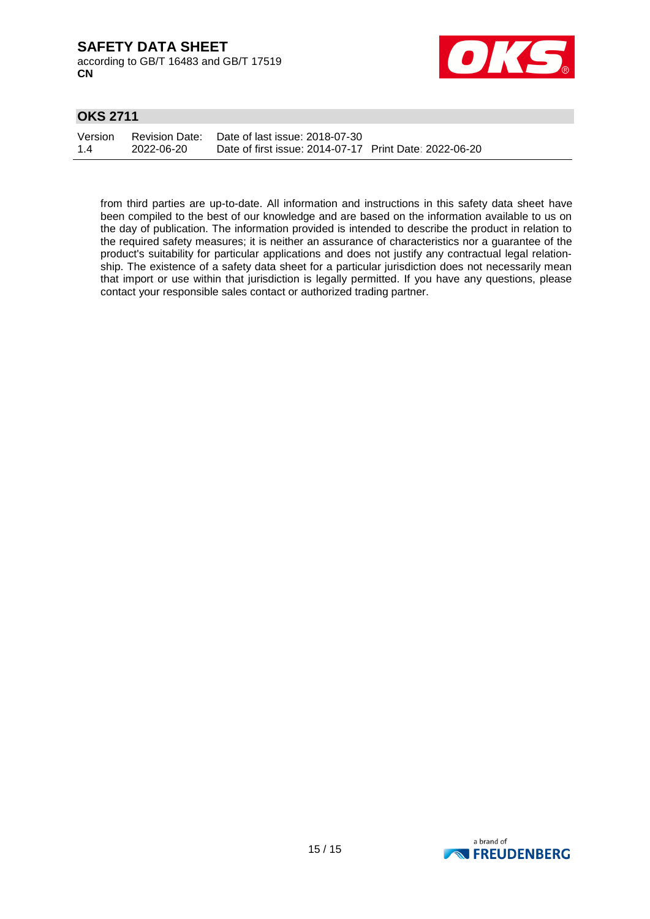from third parties are up-to-date. All information and instructions in this safety data sheet have been compiled to the best of our knowledge and are based on the information available to us on the day of publication. The information provided is intended to describe the product in relation to the required safety measures; it is neither an assurance of characteristics nor a guarantee of the product's suitability for particular applications and does not justify any contractual legal relationship. The existence of a safety data sheet for a particular jurisdiction does not necessarily mean that import or use within that jurisdiction is legally permitted. If you have any questions, please contact your responsible sales contact or authorized trading partner.